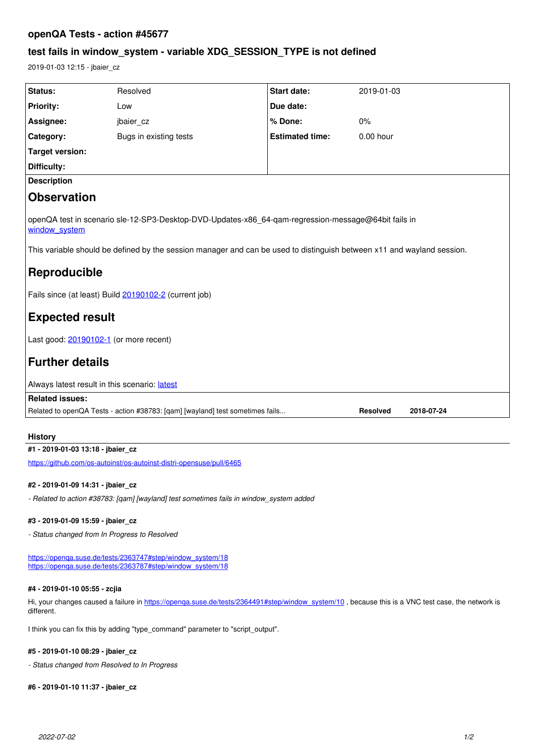## openQA Tests - action #45677

## test fails in window_system - variable XDG_SESSION_TYPE is not defined

2019-01-03 12:15 - jbaier_cz

| | | | |
|---|---|---|---|
| **Status:** | Resolved | **Start date:** | 2019-01-03 |
| **Priority:** | Low | **Due date:** | |
| **Assignee:** | jbaier_cz | **% Done:** | 0% |
| **Category:** | Bugs in existing tests | **Estimated time:** | 0.00 hour |
| **Target version:** | | | |
| **Difficulty:** | | | |

**Description**

# Observation

openQA test in scenario sle-12-SP3-Desktop-DVD-Updates-x86_64-qam-regression-message@64bit fails in window_system

This variable should be defined by the session manager and can be used to distinguish between x11 and wayland session.

# Reproducible

Fails since (at least) Build 20190102-2 (current job)

# Expected result

Last good: 20190102-1 (or more recent)

# Further details

Always latest result in this scenario: latest

**Related issues:**

| | | |
|---|---|---|
| Related to openQA Tests - action #38783: [qam] [wayland] test sometimes fails... | **Resolved** | **2018-07-24** |

### History

**#1 - 2019-01-03 13:18 - jbaier_cz**

https://github.com/os-autoinst/os-autoinst-distri-opensuse/pull/6465

**#2 - 2019-01-09 14:31 - jbaier_cz**

*- Related to action #38783: [qam] [wayland] test sometimes fails in window_system added*

**#3 - 2019-01-09 15:59 - jbaier_cz**

*- Status changed from In Progress to Resolved*

https://openqa.suse.de/tests/2363747#step/window_system/18
https://openqa.suse.de/tests/2363787#step/window_system/18

**#4 - 2019-01-10 05:55 - zcjia**

Hi, your changes caused a failure in https://openqa.suse.de/tests/2364491#step/window_system/10 , because this is a VNC test case, the network is different.

I think you can fix this by adding "type_command" parameter to "script_output".

**#5 - 2019-01-10 08:29 - jbaier_cz**

*- Status changed from Resolved to In Progress*

**#6 - 2019-01-10 11:37 - jbaier_cz**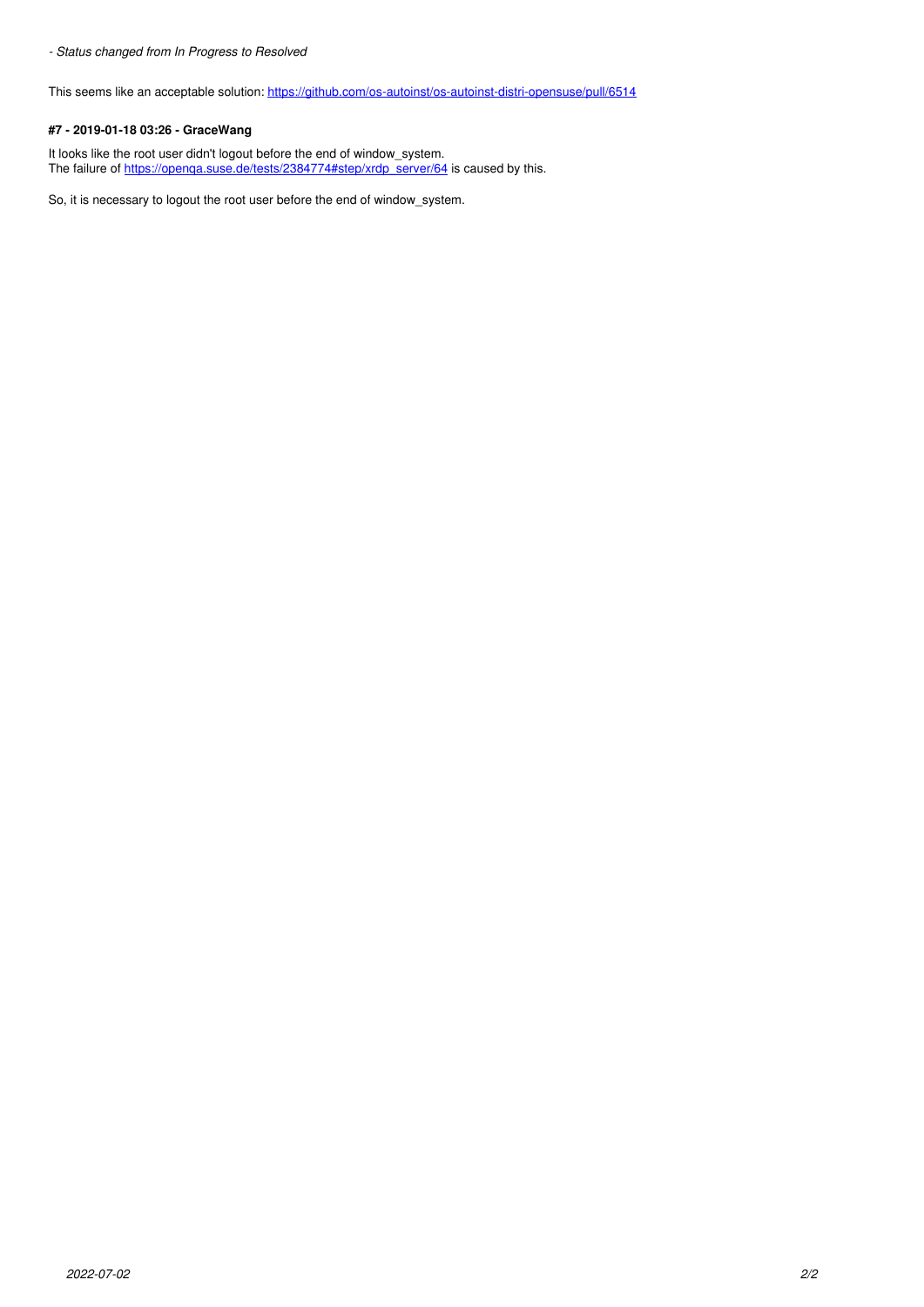*- Status changed from In Progress to Resolved*

This seems like an acceptable solution: https://github.com/os-autoinst/os-autoinst-distri-opensuse/pull/6514

#### #7 - 2019-01-18 03:26 - GraceWang

It looks like the root user didn't logout before the end of window_system.
The failure of https://openqa.suse.de/tests/2384774#step/xrdp_server/64 is caused by this.

So, it is necessary to logout the root user before the end of window_system.